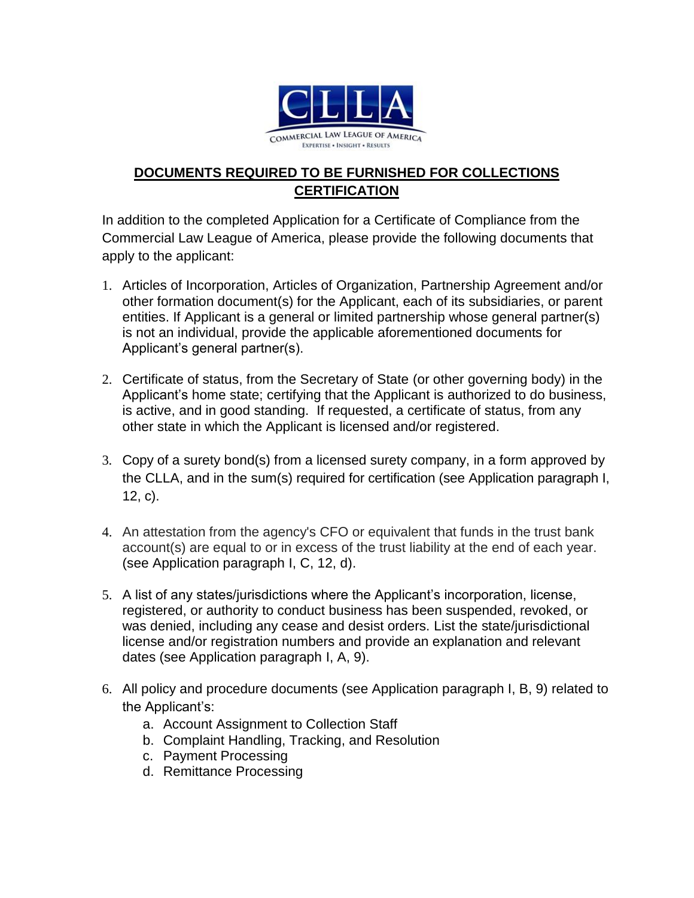## **DOCUMENTS REQUIRED TO BE FURNISHED FOR COLLECTIONS CERTIFICATION**

In addition to the completed Application for a Certificate of Compliance from the Commercial Law League of America, please provide the following documents that apply to the applicant:

1. Articles of Incorporation, Articles of Organization, Partnership Agreement and/or other formation document(s) for the Applicant, each of its subsidiaries, or parent entities. If Applicant is a general or limited partnership whose general partner(s) is not an individual, provide the applicable aforementioned documents for Applicant's general partner(s).

2. Certificate of status, from the Secretary of State (or other governing body) in the Applicant's home state; certifying that the Applicant is authorized to do business, is active, and in good standing. If requested, a certificate of status, from any other state in which the Applicant is licensed and/or registered.

3. Copy of a surety bond(s) from a licensed surety company, in a form approved by the CLLA, and in the sum(s) required for certification (see Application paragraph I, 12, c).

4. An attestation from the agency's CFO or equivalent that funds in the trust bank account(s) are equal to or in excess of the trust liability at the end of each year. (see Application paragraph I, C, 12, d).

5. A list of any states/jurisdictions where the Applicant's incorporation, license, registered, or authority to conduct business has been suspended, revoked, or was denied, including any cease and desist orders. List the state/jurisdictional license and/or registration numbers and provide an explanation and relevant dates (see Application paragraph I, A, 9).

6. All policy and procedure documents (see Application paragraph I, B, 9) related to the Applicant's:
   a. Account Assignment to Collection Staff
   b. Complaint Handling, Tracking, and Resolution
   c. Payment Processing
   d. Remittance Processing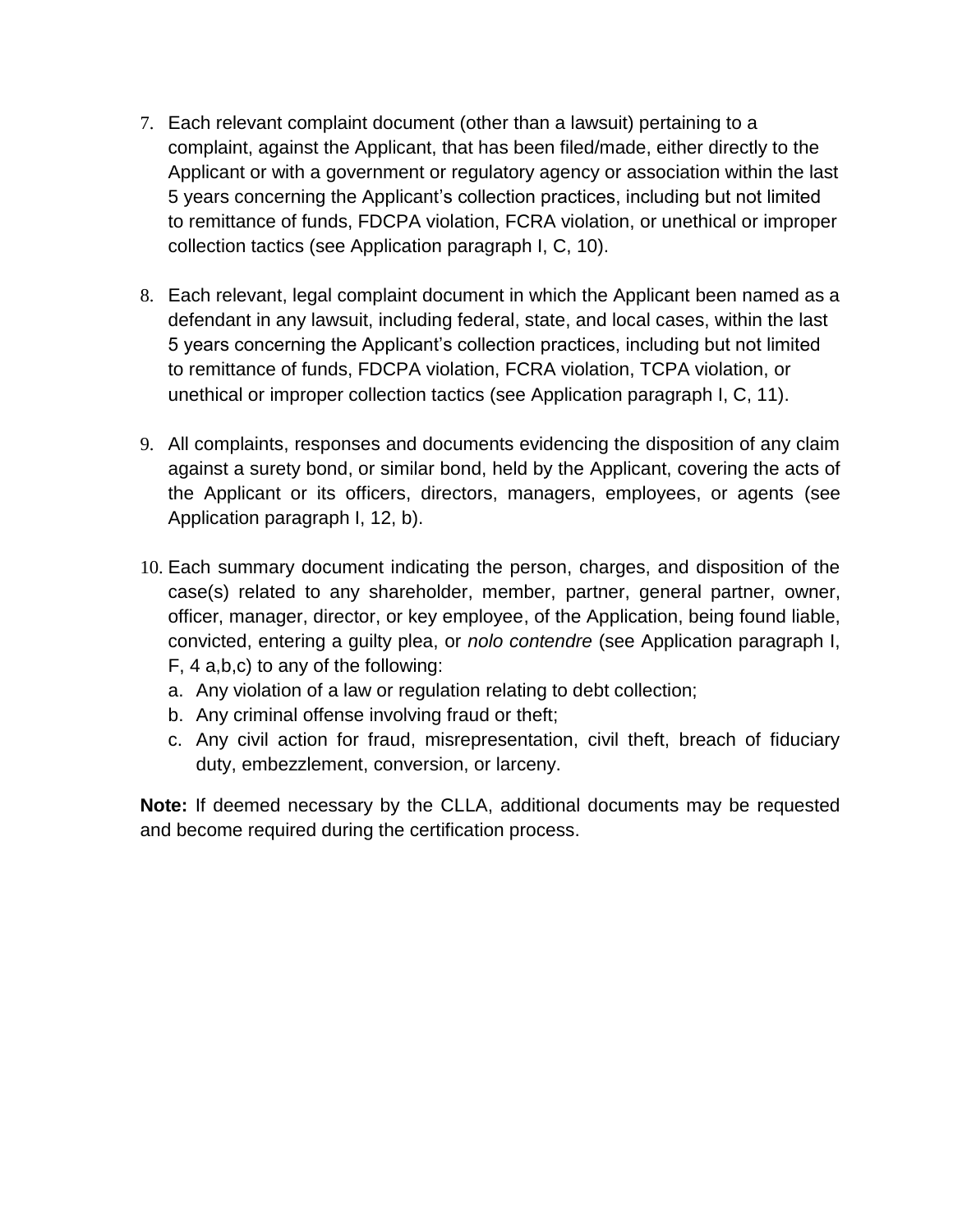7. Each relevant complaint document (other than a lawsuit) pertaining to a complaint, against the Applicant, that has been filed/made, either directly to the Applicant or with a government or regulatory agency or association within the last 5 years concerning the Applicant's collection practices, including but not limited to remittance of funds, FDCPA violation, FCRA violation, or unethical or improper collection tactics (see Application paragraph I, C, 10).

8. Each relevant, legal complaint document in which the Applicant been named as a defendant in any lawsuit, including federal, state, and local cases, within the last 5 years concerning the Applicant's collection practices, including but not limited to remittance of funds, FDCPA violation, FCRA violation, TCPA violation, or unethical or improper collection tactics (see Application paragraph I, C, 11).

9. All complaints, responses and documents evidencing the disposition of any claim against a surety bond, or similar bond, held by the Applicant, covering the acts of the Applicant or its officers, directors, managers, employees, or agents (see Application paragraph I, 12, b).

10. Each summary document indicating the person, charges, and disposition of the case(s) related to any shareholder, member, partner, general partner, owner, officer, manager, director, or key employee, of the Application, being found liable, convicted, entering a guilty plea, or *nolo contendre* (see Application paragraph I, F, 4 a,b,c) to any of the following:
    a. Any violation of a law or regulation relating to debt collection;
    b. Any criminal offense involving fraud or theft;
    c. Any civil action for fraud, misrepresentation, civil theft, breach of fiduciary duty, embezzlement, conversion, or larceny.

**Note:** If deemed necessary by the CLLA, additional documents may be requested and become required during the certification process.